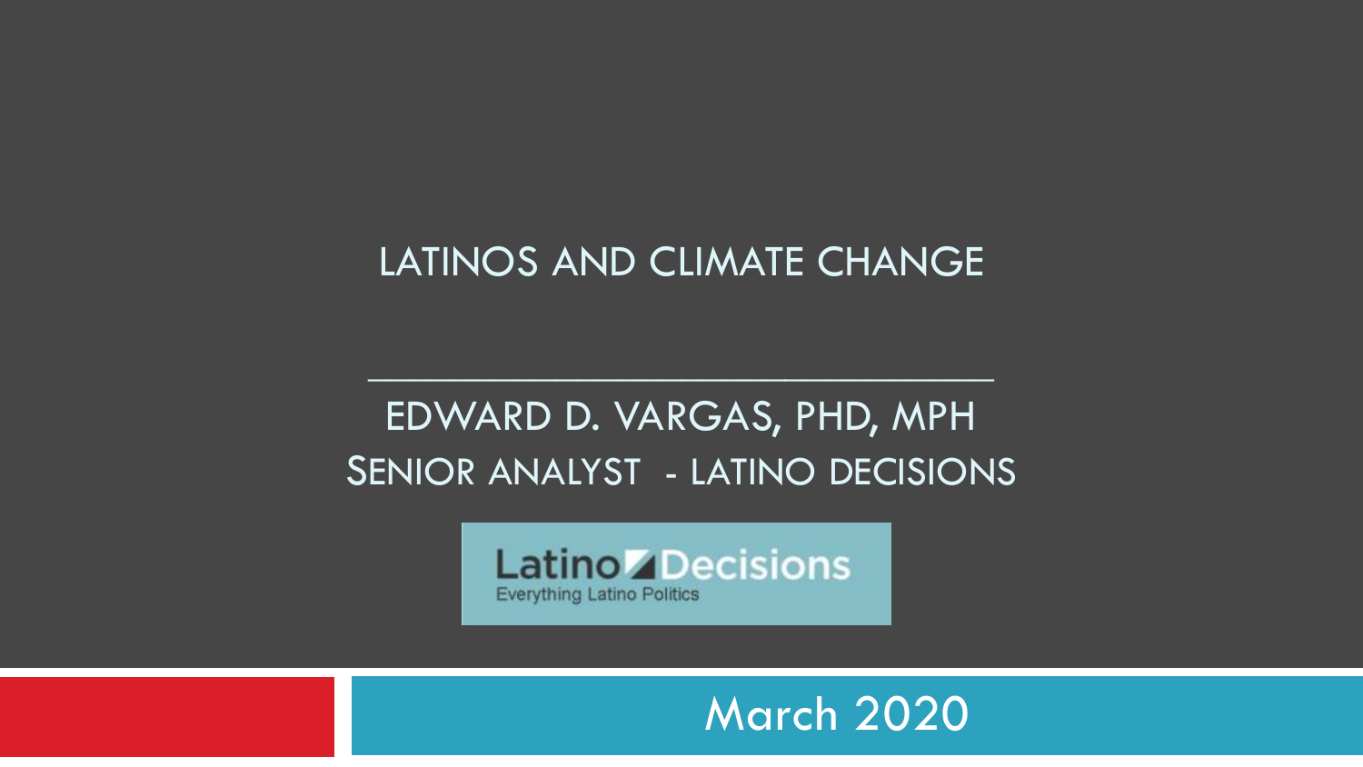# LATINOS AND CLIMATE CHANGE

EDWARD D. VARGAS, PHD, MPH

SENIOR ANALYST - LATINO DECISIONS

Latino Decisions
Everything Latino Politics

March 2020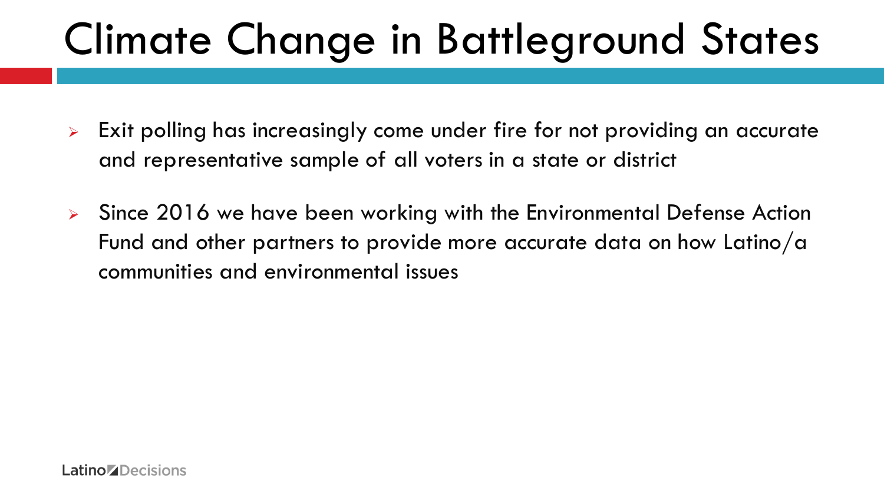# Climate Change in Battleground States

- Exit polling has increasingly come under fire for not providing an accurate and representative sample of all voters in a state or district
- Since 2016 we have been working with the Environmental Defense Action Fund and other partners to provide more accurate data on how Latino/a communities and environmental issues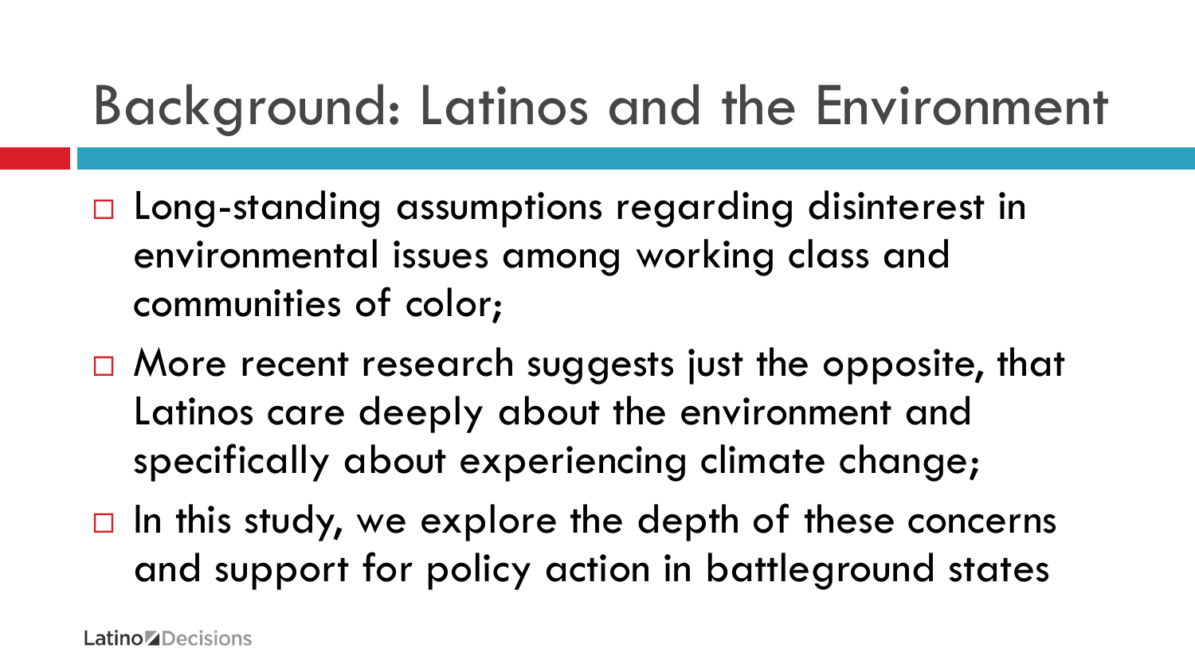# Background: Latinos and the Environment

- Long-standing assumptions regarding disinterest in environmental issues among working class and communities of color;
- More recent research suggests just the opposite, that Latinos care deeply about the environment and specifically about experiencing climate change;
- In this study, we explore the depth of these concerns and support for policy action in battleground states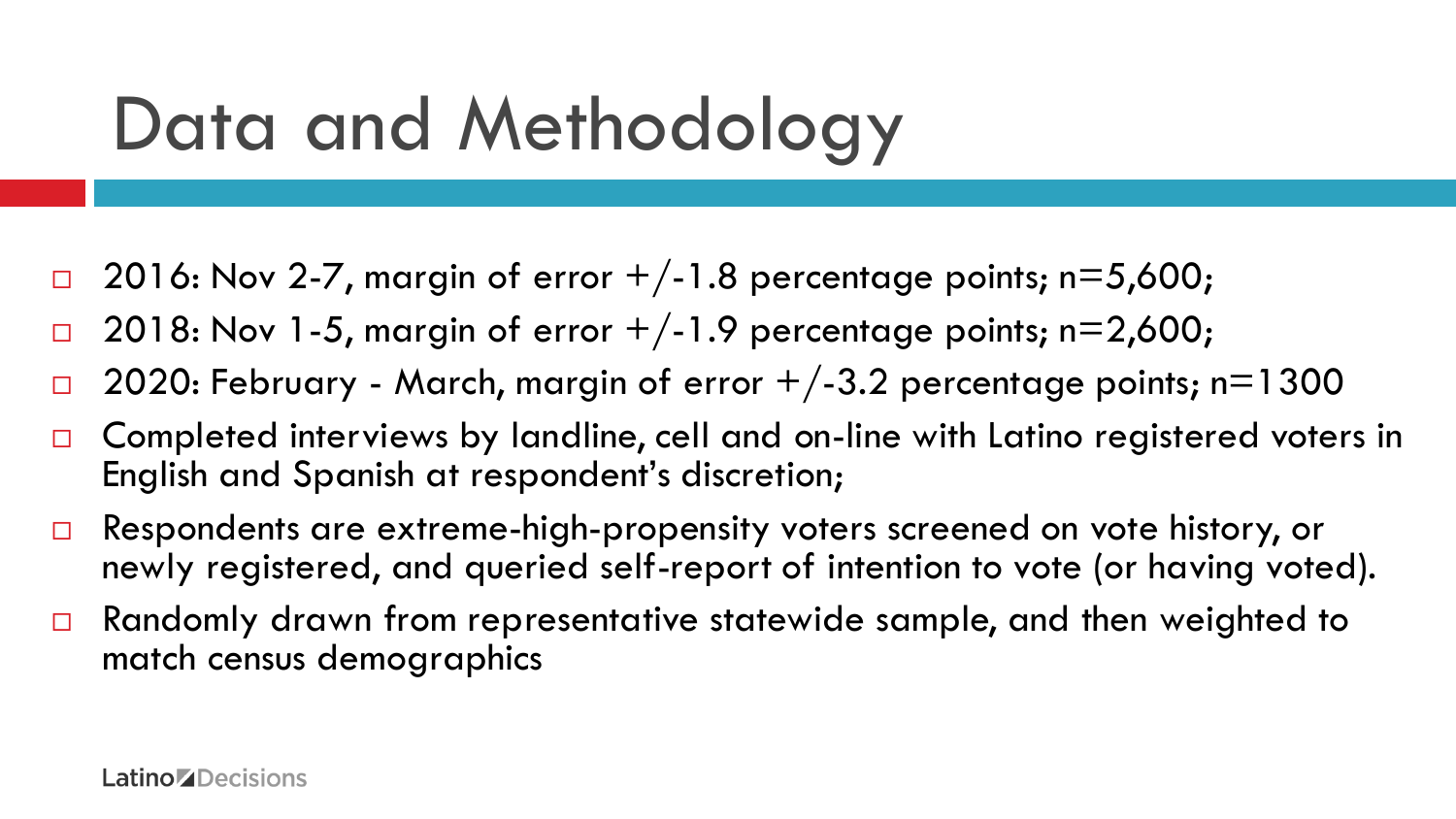# Data and Methodology

- 2016: Nov 2-7, margin of error +/-1.8 percentage points; n=5,600;
- 2018: Nov 1-5, margin of error +/-1.9 percentage points; n=2,600;
- 2020: February - March, margin of error +/-3.2 percentage points; n=1300
- Completed interviews by landline, cell and on-line with Latino registered voters in English and Spanish at respondent's discretion;
- Respondents are extreme-high-propensity voters screened on vote history, or newly registered, and queried self-report of intention to vote (or having voted).
- Randomly drawn from representative statewide sample, and then weighted to match census demographics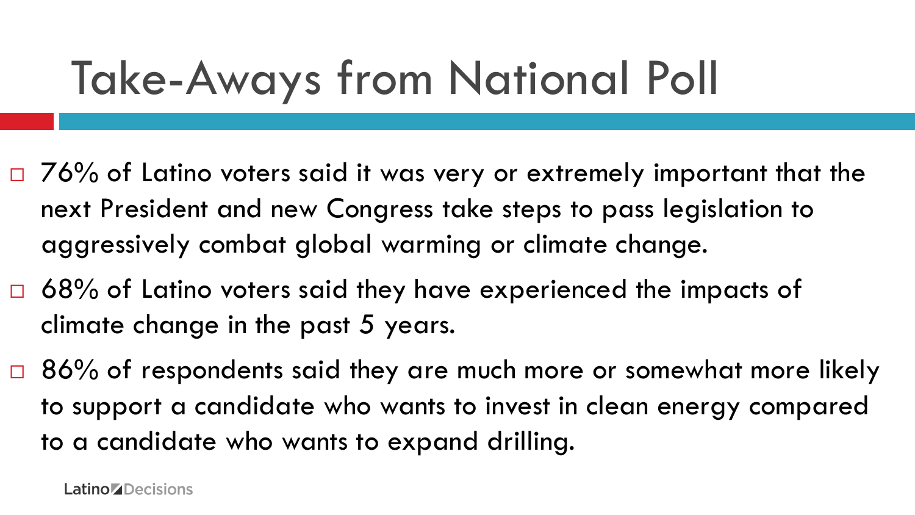# Take-Aways from National Poll

- 76% of Latino voters said it was very or extremely important that the next President and new Congress take steps to pass legislation to aggressively combat global warming or climate change.
- 68% of Latino voters said they have experienced the impacts of climate change in the past 5 years.
- 86% of respondents said they are much more or somewhat more likely to support a candidate who wants to invest in clean energy compared to a candidate who wants to expand drilling.

Latino Decisions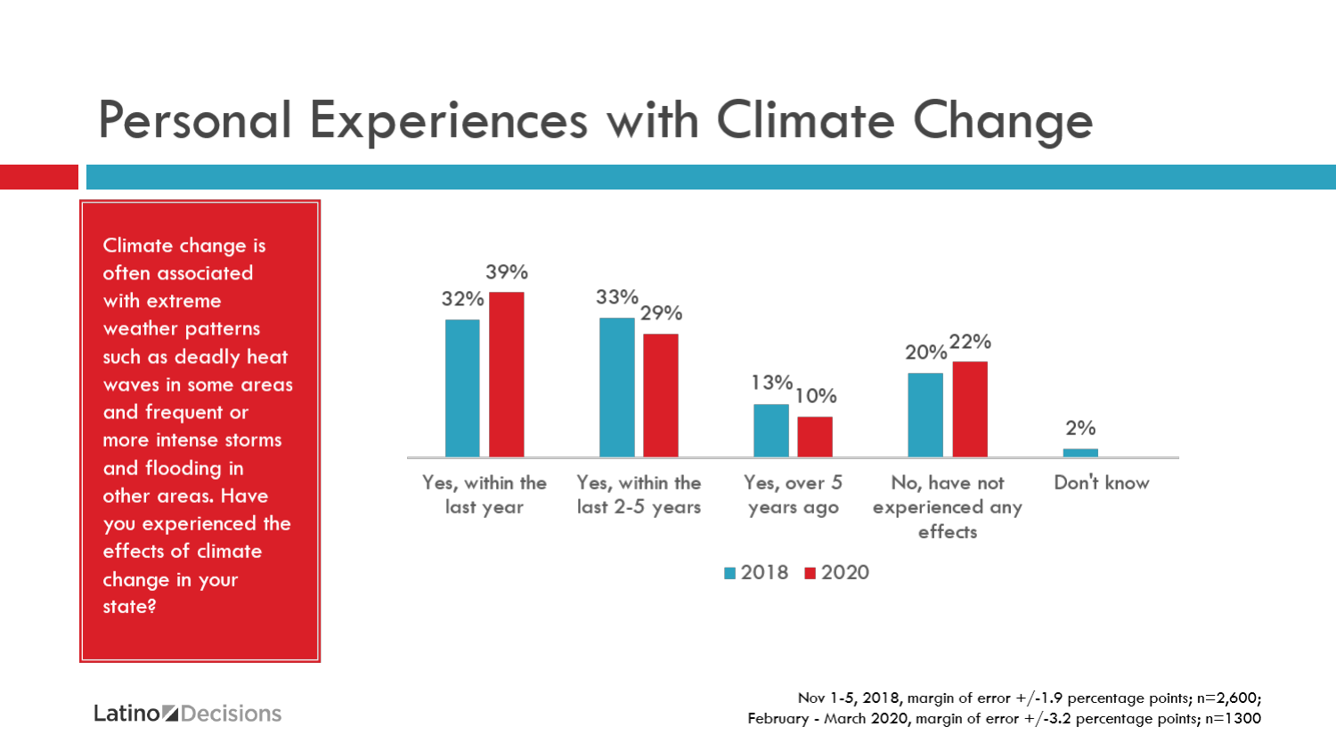# Personal Experiences with Climate Change

Climate change is often associated with extreme weather patterns such as deadly heat waves in some areas and frequent or more intense storms and flooding in other areas. Have you experienced the effects of climate change in your state?

| | 2018 | 2020 |
| --- | --- | --- |
| Yes, within the last year | 32% | 39% |
| Yes, within the last 2-5 years | 33% | 29% |
| Yes, over 5 years ago | 13% | 10% |
| No, have not experienced any effects | 20% | 22% |
| Don't know | 2% | |

Latino Decisions

Nov 1-5, 2018, margin of error +/-1.9 percentage points; n=2,600;
February - March 2020, margin of error +/-3.2 percentage points; n=1300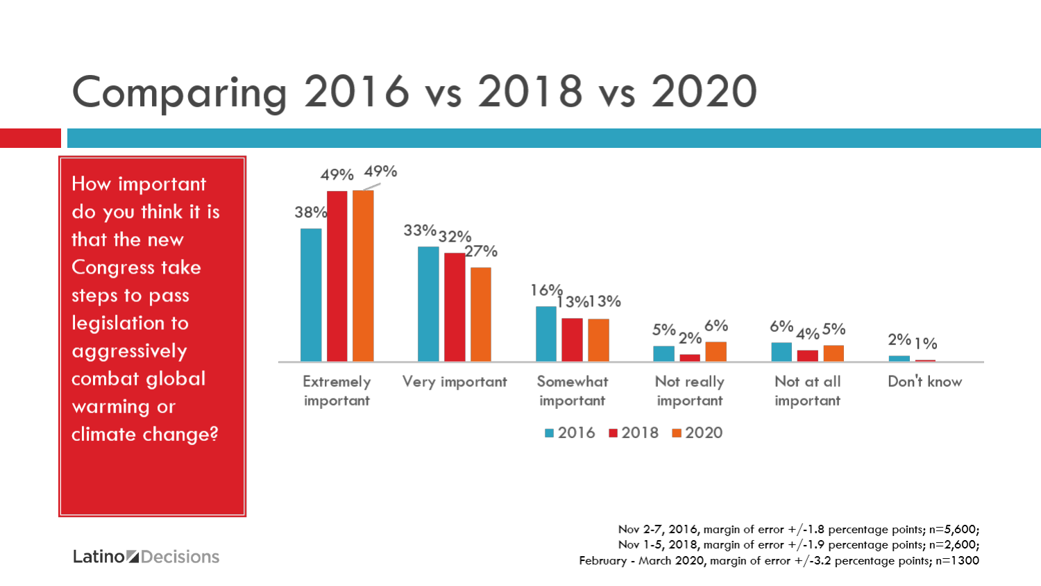# Comparing 2016 vs 2018 vs 2020

How important do you think it is that the new Congress take steps to pass legislation to aggressively combat global warming or climate change?

| | 2016 | 2018 | 2020 |
|---|---|---|---|
| Extremely important | 38% | 49% | 49% |
| Very important | 33% | 32% | 27% |
| Somewhat important | 16% | 13% | 13% |
| Not really important | 5% | 2% | 6% |
| Not at all important | 6% | 4% | 5% |
| Don't know | 2% | 1% | |

Nov 2-7, 2016, margin of error +/-1.8 percentage points; n=5,600;
Nov 1-5, 2018, margin of error +/-1.9 percentage points; n=2,600;
February - March 2020, margin of error +/-3.2 percentage points; n=1300

Latino Decisions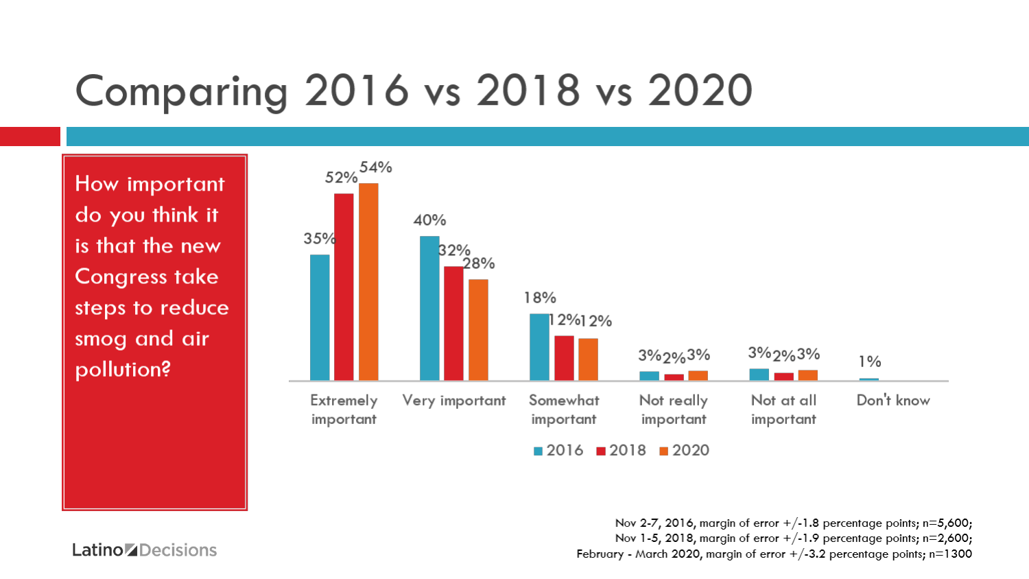# Comparing 2016 vs 2018 vs 2020

How important do you think it is that the new Congress take steps to reduce smog and air pollution?

| | 2016 | 2018 | 2020 |
|---|---|---|---|
| Extremely important | 35% | 52% | 54% |
| Very important | 40% | 32% | 28% |
| Somewhat important | 18% | 12% | 12% |
| Not really important | 3% | 2% | 3% |
| Not at all important | 3% | 2% | 3% |
| Don't know | 1% | | |

Nov 2-7, 2016, margin of error +/-1.8 percentage points; n=5,600;
Nov 1-5, 2018, margin of error +/-1.9 percentage points; n=2,600;
February - March 2020, margin of error +/-3.2 percentage points; n=1300

Latino Decisions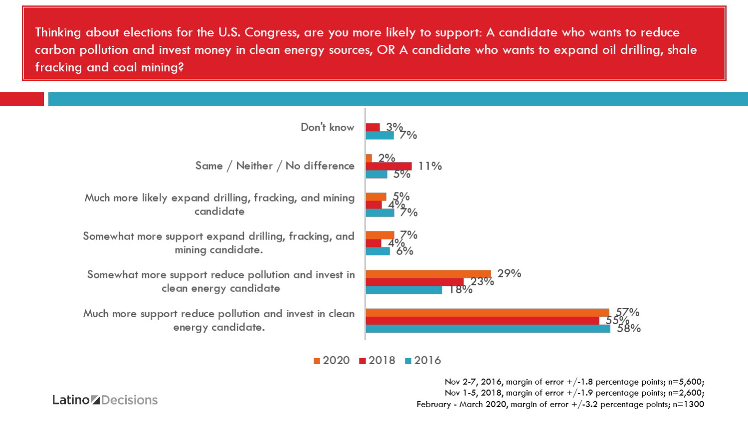**Thinking about elections for the U.S. Congress, are you more likely to support: A candidate who wants to reduce carbon pollution and invest money in clean energy sources, OR A candidate who wants to expand oil drilling, shale fracking and coal mining?**

| | 2020 | 2018 | 2016 |
|---|---|---|---|
| Don't know | | 3% | 7% |
| Same / Neither / No difference | 2% | 11% | 5% |
| Much more likely expand drilling, fracking, and mining candidate | 5% | 4% | 7% |
| Somewhat more support expand drilling, fracking, and mining candidate. | 7% | 4% | 6% |
| Somewhat more support reduce pollution and invest in clean energy candidate | 29% | 23% | 18% |
| Much more support reduce pollution and invest in clean energy candidate. | 57% | 55% | 58% |

Nov 2-7, 2016, margin of error +/-1.8 percentage points; n=5,600;
Nov 1-5, 2018, margin of error +/-1.9 percentage points; n=2,600;
February - March 2020, margin of error +/-3.2 percentage points; n=1300

Latino Decisions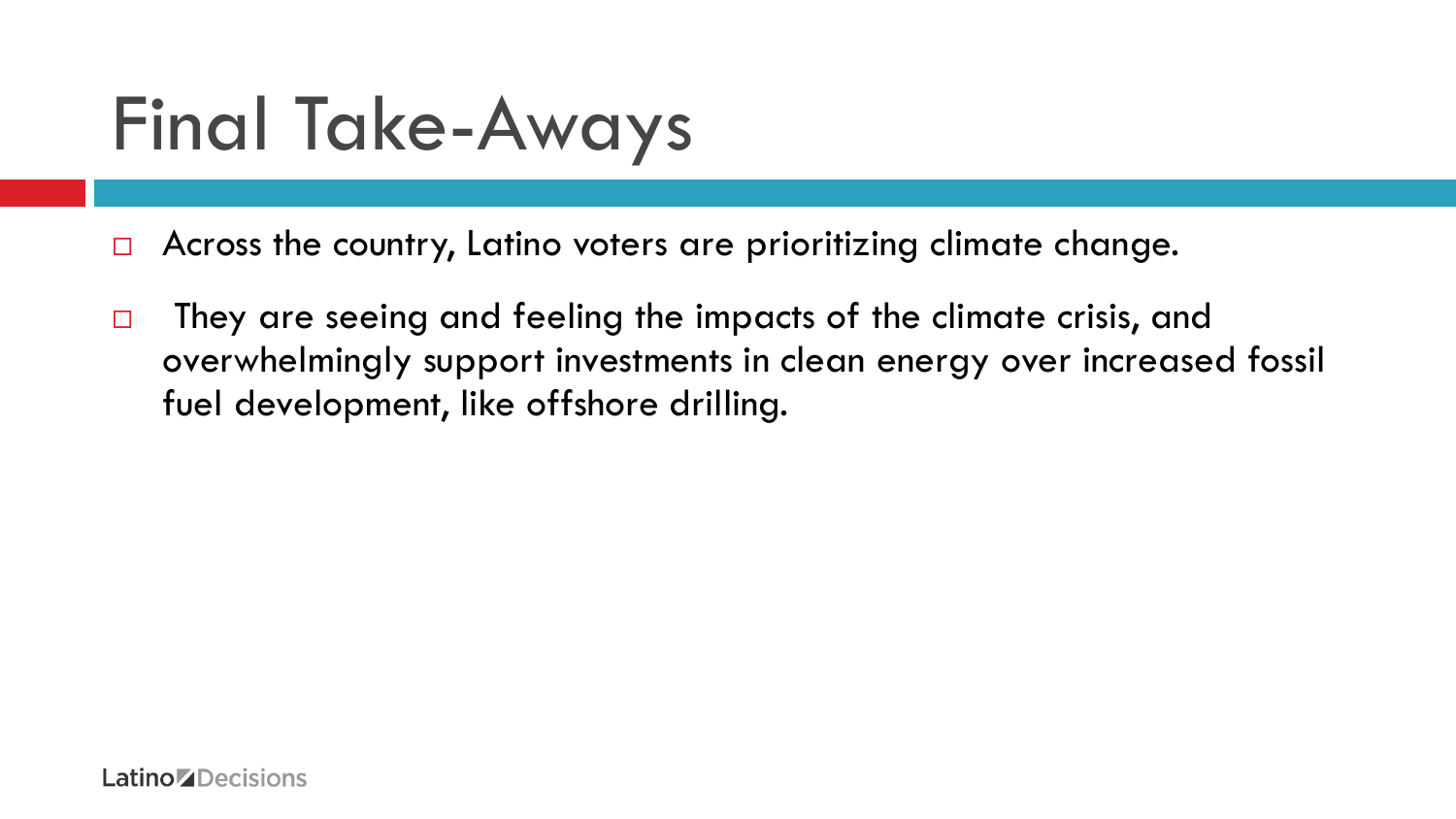# Final Take-Aways

- Across the country, Latino voters are prioritizing climate change.
- They are seeing and feeling the impacts of the climate crisis, and overwhelmingly support investments in clean energy over increased fossil fuel development, like offshore drilling.